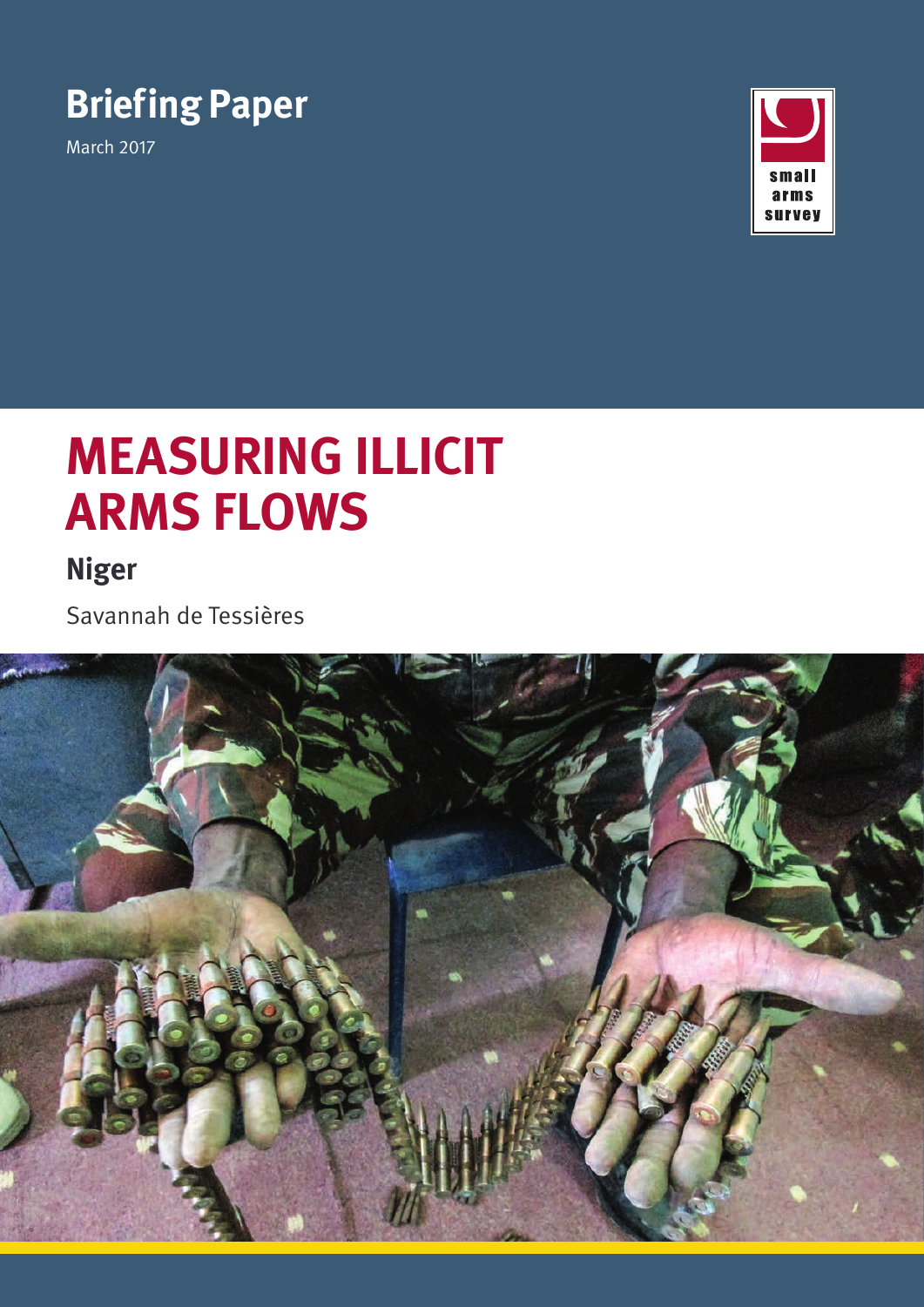Briefing Paper

March 2017

small arms survey

# MEASURING ILLICIT ARMS FLOWS

## Niger

Savannah de Tessières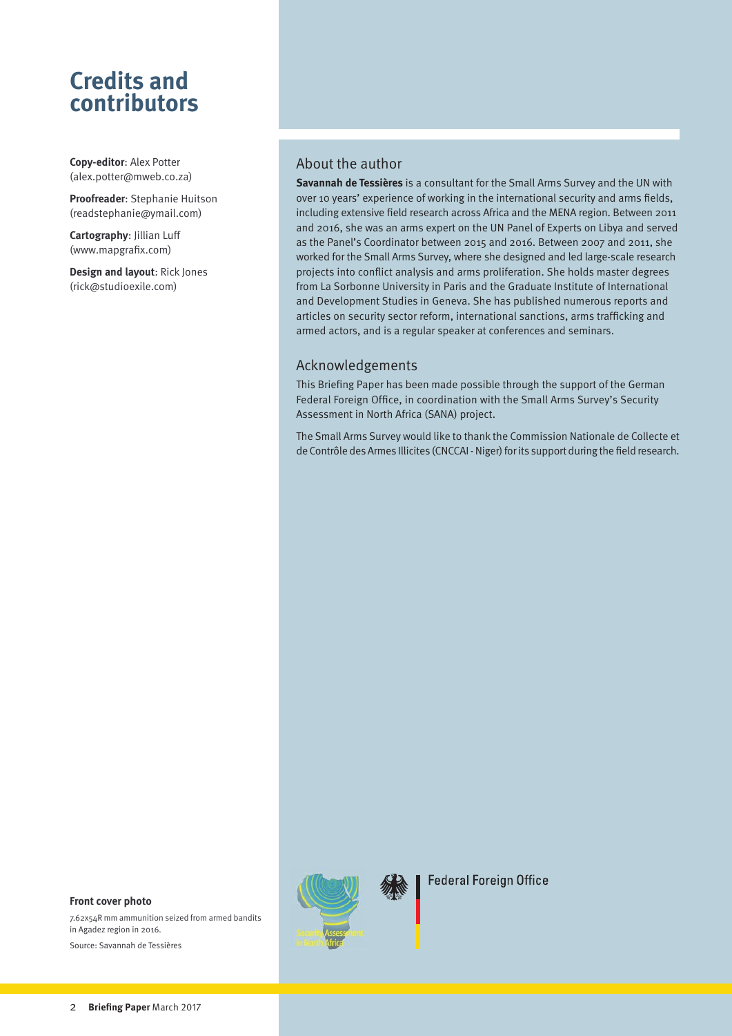# Credits and contributors

**Copy-editor**: Alex Potter (alex.potter@mweb.co.za)

**Proofreader**: Stephanie Huitson (readstephanie@ymail.com)

**Cartography**: Jillian Luff (www.mapgrafix.com)

**Design and layout**: Rick Jones (rick@studioexile.com)

## About the author

**Savannah de Tessières** is a consultant for the Small Arms Survey and the UN with over 10 years' experience of working in the international security and arms fields, including extensive field research across Africa and the MENA region. Between 2011 and 2016, she was an arms expert on the UN Panel of Experts on Libya and served as the Panel's Coordinator between 2015 and 2016. Between 2007 and 2011, she worked for the Small Arms Survey, where she designed and led large-scale research projects into conflict analysis and arms proliferation. She holds master degrees from La Sorbonne University in Paris and the Graduate Institute of International and Development Studies in Geneva. She has published numerous reports and articles on security sector reform, international sanctions, arms trafficking and armed actors, and is a regular speaker at conferences and seminars.

## Acknowledgements

This Briefing Paper has been made possible through the support of the German Federal Foreign Office, in coordination with the Small Arms Survey's Security Assessment in North Africa (SANA) project.

The Small Arms Survey would like to thank the Commission Nationale de Collecte et de Contrôle des Armes Illicites (CNCCAI - Niger) for its support during the field research.

Security Assessment in North Africa

Federal Foreign Office

**Front cover photo**

7.62x54R mm ammunition seized from armed bandits in Agadez region in 2016.

Source: Savannah de Tessières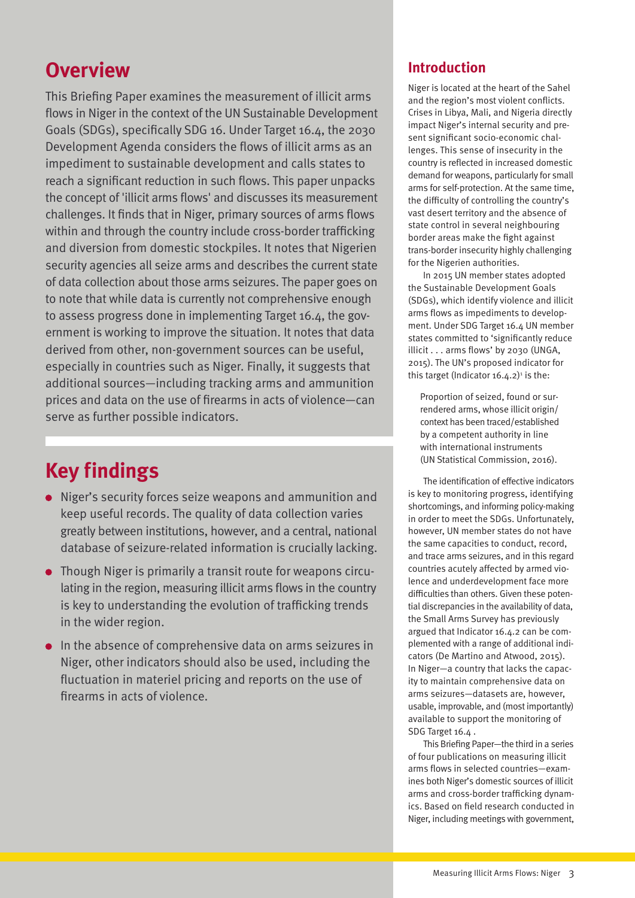## Overview

This Briefing Paper examines the measurement of illicit arms flows in Niger in the context of the UN Sustainable Development Goals (SDGs), specifically SDG 16. Under Target 16.4, the 2030 Development Agenda considers the flows of illicit arms as an impediment to sustainable development and calls states to reach a significant reduction in such flows. This paper unpacks the concept of 'illicit arms flows' and discusses its measurement challenges. It finds that in Niger, primary sources of arms flows within and through the country include cross-border trafficking and diversion from domestic stockpiles. It notes that Nigerien security agencies all seize arms and describes the current state of data collection about those arms seizures. The paper goes on to note that while data is currently not comprehensive enough to assess progress done in implementing Target 16.4, the government is working to improve the situation. It notes that data derived from other, non-government sources can be useful, especially in countries such as Niger. Finally, it suggests that additional sources—including tracking arms and ammunition prices and data on the use of firearms in acts of violence—can serve as further possible indicators.

## Key findings

- Niger's security forces seize weapons and ammunition and keep useful records. The quality of data collection varies greatly between institutions, however, and a central, national database of seizure-related information is crucially lacking.
- Though Niger is primarily a transit route for weapons circulating in the region, measuring illicit arms flows in the country is key to understanding the evolution of trafficking trends in the wider region.
- In the absence of comprehensive data on arms seizures in Niger, other indicators should also be used, including the fluctuation in materiel pricing and reports on the use of firearms in acts of violence.

## Introduction

Niger is located at the heart of the Sahel and the region's most violent conflicts. Crises in Libya, Mali, and Nigeria directly impact Niger's internal security and present significant socio-economic challenges. This sense of insecurity in the country is reflected in increased domestic demand for weapons, particularly for small arms for self-protection. At the same time, the difficulty of controlling the country's vast desert territory and the absence of state control in several neighbouring border areas make the fight against trans-border insecurity highly challenging for the Nigerien authorities.

In 2015 UN member states adopted the Sustainable Development Goals (SDGs), which identify violence and illicit arms flows as impediments to development. Under SDG Target 16.4 UN member states committed to 'significantly reduce illicit . . . arms flows' by 2030 (UNGA, 2015). The UN's proposed indicator for this target (Indicator 16.4.2)[1] is the:

> Proportion of seized, found or surrendered arms, whose illicit origin/context has been traced/established by a competent authority in line with international instruments (UN Statistical Commission, 2016).

The identification of effective indicators is key to monitoring progress, identifying shortcomings, and informing policy-making in order to meet the SDGs. Unfortunately, however, UN member states do not have the same capacities to conduct, record, and trace arms seizures, and in this regard countries acutely affected by armed violence and underdevelopment face more difficulties than others. Given these potential discrepancies in the availability of data, the Small Arms Survey has previously argued that Indicator 16.4.2 can be complemented with a range of additional indicators (De Martino and Atwood, 2015). In Niger—a country that lacks the capacity to maintain comprehensive data on arms seizures—datasets are, however, usable, improvable, and (most importantly) available to support the monitoring of SDG Target 16.4 .

This Briefing Paper—the third in a series of four publications on measuring illicit arms flows in selected countries—examines both Niger's domestic sources of illicit arms and cross-border trafficking dynamics. Based on field research conducted in Niger, including meetings with government,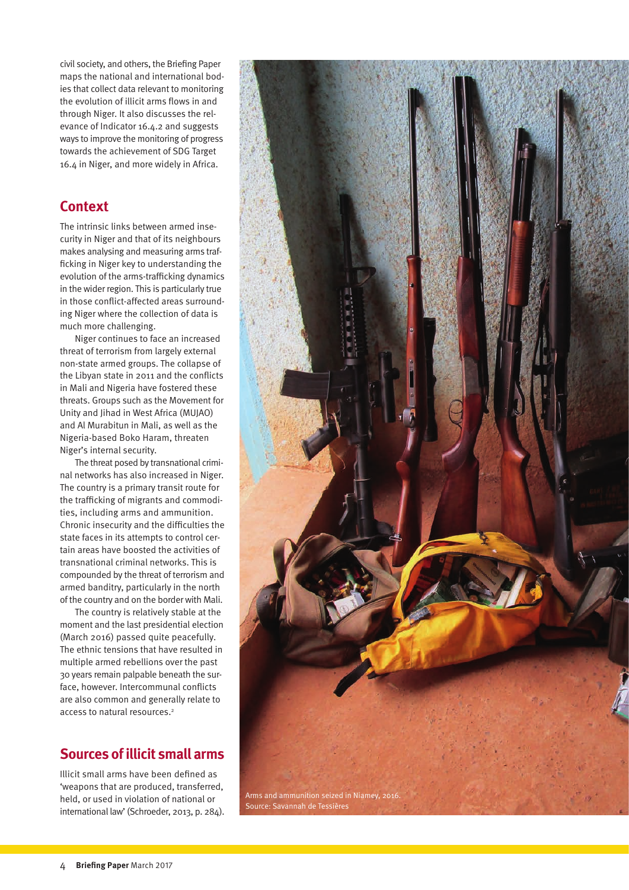civil society, and others, the Briefing Paper maps the national and international bodies that collect data relevant to monitoring the evolution of illicit arms flows in and through Niger. It also discusses the relevance of Indicator 16.4.2 and suggests ways to improve the monitoring of progress towards the achievement of SDG Target 16.4 in Niger, and more widely in Africa.

## Context

The intrinsic links between armed insecurity in Niger and that of its neighbours makes analysing and measuring arms trafficking in Niger key to understanding the evolution of the arms-trafficking dynamics in the wider region. This is particularly true in those conflict-affected areas surrounding Niger where the collection of data is much more challenging.

Niger continues to face an increased threat of terrorism from largely external non-state armed groups. The collapse of the Libyan state in 2011 and the conflicts in Mali and Nigeria have fostered these threats. Groups such as the Movement for Unity and Jihad in West Africa (MUJAO) and Al Murabitun in Mali, as well as the Nigeria-based Boko Haram, threaten Niger's internal security.

The threat posed by transnational criminal networks has also increased in Niger. The country is a primary transit route for the trafficking of migrants and commodities, including arms and ammunition. Chronic insecurity and the difficulties the state faces in its attempts to control certain areas have boosted the activities of transnational criminal networks. This is compounded by the threat of terrorism and armed banditry, particularly in the north of the country and on the border with Mali.

The country is relatively stable at the moment and the last presidential election (March 2016) passed quite peacefully. The ethnic tensions that have resulted in multiple armed rebellions over the past 30 years remain palpable beneath the surface, however. Intercommunal conflicts are also common and generally relate to access to natural resources.[2]

## Sources of illicit small arms

Illicit small arms have been defined as 'weapons that are produced, transferred, held, or used in violation of national or international law' (Schroeder, 2013, p. 284).

Arms and ammunition seized in Niamey, 2016.
Source: Savannah de Tessières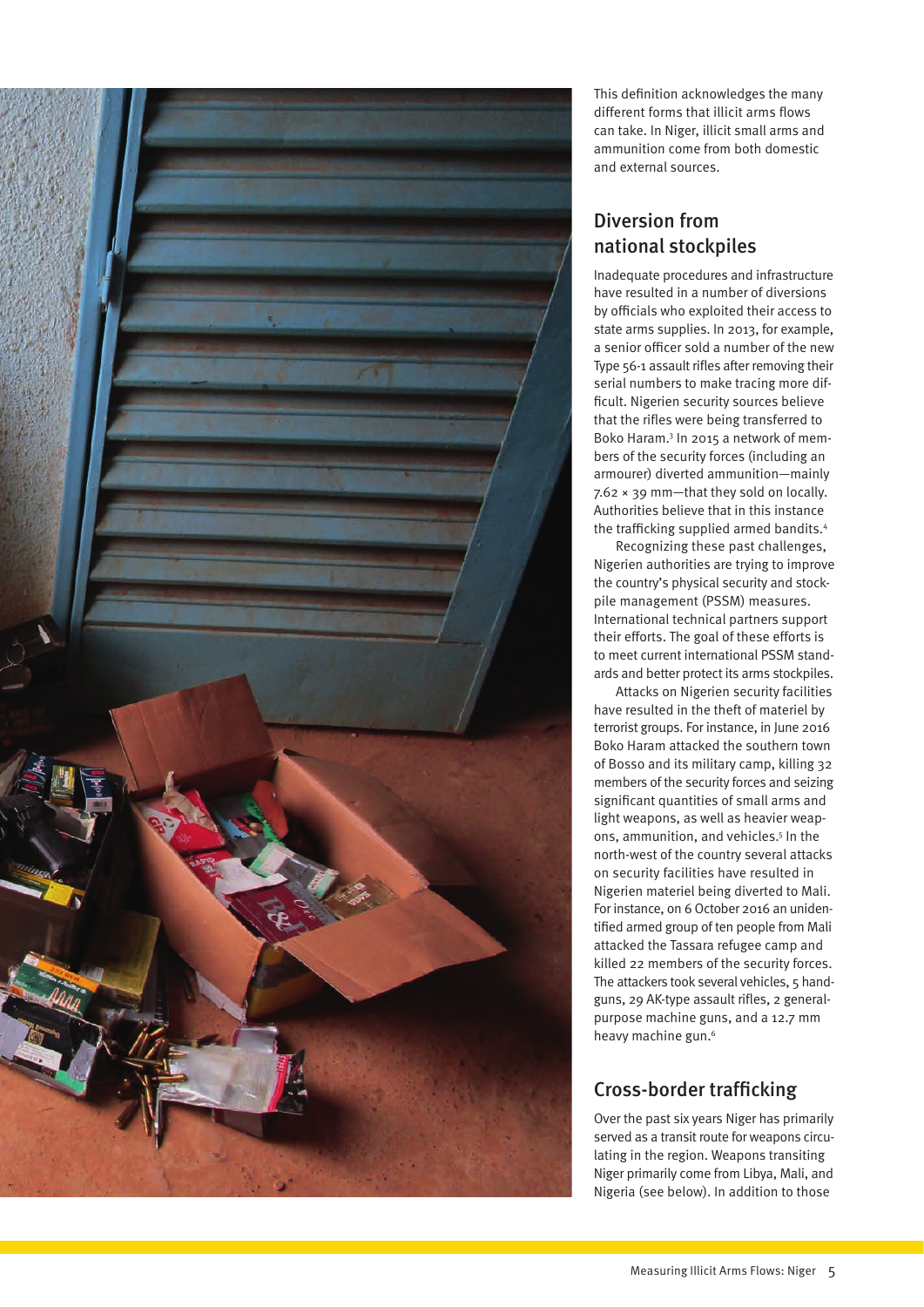This definition acknowledges the many different forms that illicit arms flows can take. In Niger, illicit small arms and ammunition come from both domestic and external sources.

## Diversion from national stockpiles

Inadequate procedures and infrastructure have resulted in a number of diversions by officials who exploited their access to state arms supplies. In 2013, for example, a senior officer sold a number of the new Type 56-1 assault rifles after removing their serial numbers to make tracing more difficult. Nigerien security sources believe that the rifles were being transferred to Boko Haram.[3] In 2015 a network of members of the security forces (including an armourer) diverted ammunition—mainly 7.62 × 39 mm—that they sold on locally. Authorities believe that in this instance the trafficking supplied armed bandits.[4]

Recognizing these past challenges, Nigerien authorities are trying to improve the country's physical security and stockpile management (PSSM) measures. International technical partners support their efforts. The goal of these efforts is to meet current international PSSM standards and better protect its arms stockpiles.

Attacks on Nigerien security facilities have resulted in the theft of materiel by terrorist groups. For instance, in June 2016 Boko Haram attacked the southern town of Bosso and its military camp, killing 32 members of the security forces and seizing significant quantities of small arms and light weapons, as well as heavier weapons, ammunition, and vehicles.[5] In the north-west of the country several attacks on security facilities have resulted in Nigerien materiel being diverted to Mali. For instance, on 6 October 2016 an unidentified armed group of ten people from Mali attacked the Tassara refugee camp and killed 22 members of the security forces. The attackers took several vehicles, 5 handguns, 29 AK-type assault rifles, 2 general-purpose machine guns, and a 12.7 mm heavy machine gun.[6]

## Cross-border trafficking

Over the past six years Niger has primarily served as a transit route for weapons circulating in the region. Weapons transiting Niger primarily come from Libya, Mali, and Nigeria (see below). In addition to those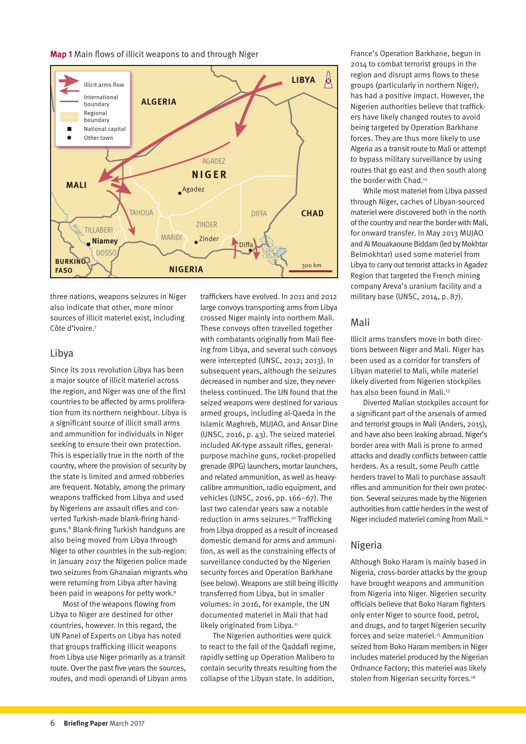**Map 1** Main flows of illicit weapons to and through Niger

three nations, weapons seizures in Niger also indicate that other, more minor sources of illicit materiel exist, including Côte d'Ivoire.[7]

## Libya

Since its 2011 revolution Libya has been a major source of illicit materiel across the region, and Niger was one of the first countries to be affected by arms proliferation from its northern neighbour. Libya is a significant source of illicit small arms and ammunition for individuals in Niger seeking to ensure their own protection. This is especially true in the north of the country, where the provision of security by the state is limited and armed robberies are frequent. Notably, among the primary weapons trafficked from Libya and used by Nigeriens are assault rifles and converted Turkish-made blank-firing handguns.[8] Blank-firing Turkish handguns are also being moved from Libya through Niger to other countries in the sub-region: in January 2017 the Nigerien police made two seizures from Ghanaian migrants who were returning from Libya after having been paid in weapons for petty work.[9]

Most of the weapons flowing from Libya to Niger are destined for other countries, however. In this regard, the UN Panel of Experts on Libya has noted that groups trafficking illicit weapons from Libya use Niger primarily as a transit route. Over the past five years the sources, routes, and modi operandi of Libyan arms traffickers have evolved. In 2011 and 2012 large convoys transporting arms from Libya crossed Niger mainly into northern Mali. These convoys often travelled together with combatants originally from Mali fleeing from Libya, and several such convoys were intercepted (UNSC, 2012; 2013). In subsequent years, although the seizures decreased in number and size, they nevertheless continued. The UN found that the seized weapons were destined for various armed groups, including al-Qaeda in the Islamic Maghreb, MUJAO, and Ansar Dine (UNSC, 2016, p. 43). The seized materiel included AK-type assault rifles, general-purpose machine guns, rocket-propelled grenade (RPG) launchers, mortar launchers, and related ammunition, as well as heavy-calibre ammunition, radio equipment, and vehicles (UNSC, 2016, pp. 166–67). The last two calendar years saw a notable reduction in arms seizures.[10] Trafficking from Libya dropped as a result of increased domestic demand for arms and ammunition, as well as the constraining effects of surveillance conducted by the Nigerien security forces and Operation Barkhane (see below). Weapons are still being illicitly transferred from Libya, but in smaller volumes: in 2016, for example, the UN documented materiel in Mali that had likely originated from Libya.[11]

The Nigerien authorities were quick to react to the fall of the Qaddafi regime, rapidly setting up Operation Malibero to contain security threats resulting from the collapse of the Libyan state. In addition, France's Operation Barkhane, begun in 2014 to combat terrorist groups in the region and disrupt arms flows to these groups (particularly in northern Niger), has had a positive impact. However, the Nigerien authorities believe that traffickers have likely changed routes to avoid being targeted by Operation Barkhane forces. They are thus more likely to use Algeria as a transit route to Mali or attempt to bypass military surveillance by using routes that go east and then south along the border with Chad.[12]

While most materiel from Libya passed through Niger, caches of Libyan-sourced materiel were discovered both in the north of the country and near the border with Mali, for onward transfer. In May 2013 MUJAO and Al Mouakaoune Biddam (led by Mokhtar Belmokhtar) used some materiel from Libya to carry out terrorist attacks in Agadez Region that targeted the French mining company Areva's uranium facility and a military base (UNSC, 2014, p. 87).

## Mali

Illicit arms transfers move in both directions between Niger and Mali. Niger has been used as a corridor for transfers of Libyan materiel to Mali, while materiel likely diverted from Nigerien stockpiles has also been found in Mali.[13]

Diverted Malian stockpiles account for a significant part of the arsenals of armed and terrorist groups in Mali (Anders, 2015), and have also been leaking abroad. Niger's border area with Mali is prone to armed attacks and deadly conflicts between cattle herders. As a result, some Peulh cattle herders travel to Mali to purchase assault rifles and ammunition for their own protection. Several seizures made by the Nigerien authorities from cattle herders in the west of Niger included materiel coming from Mali.[14]

## Nigeria

Although Boko Haram is mainly based in Nigeria, cross-border attacks by the group have brought weapons and ammunition from Nigeria into Niger. Nigerien security officials believe that Boko Haram fighters only enter Niger to source food, petrol, and drugs, and to target Nigerien security forces and seize materiel.[15] Ammunition seized from Boko Haram members in Niger includes materiel produced by the Nigerian Ordnance Factory; this materiel was likely stolen from Nigerian security forces.[16]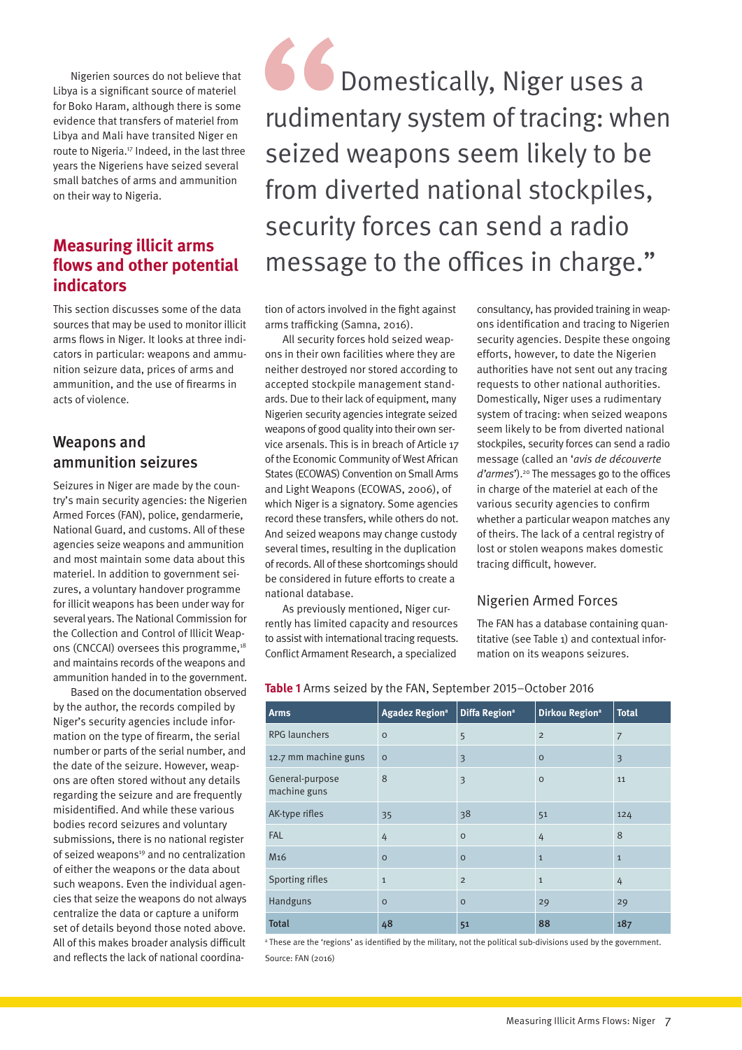Nigerien sources do not believe that Libya is a significant source of materiel for Boko Haram, although there is some evidence that transfers of materiel from Libya and Mali have transited Niger en route to Nigeria.[17] Indeed, in the last three years the Nigeriens have seized several small batches of arms and ammunition on their way to Nigeria.

## Measuring illicit arms flows and other potential indicators

This section discusses some of the data sources that may be used to monitor illicit arms flows in Niger. It looks at three indicators in particular: weapons and ammunition seizure data, prices of arms and ammunition, and the use of firearms in acts of violence.

### Weapons and ammunition seizures

Seizures in Niger are made by the country's main security agencies: the Nigerien Armed Forces (FAN), police, gendarmerie, National Guard, and customs. All of these agencies seize weapons and ammunition and most maintain some data about this materiel. In addition to government seizures, a voluntary handover programme for illicit weapons has been under way for several years. The National Commission for the Collection and Control of Illicit Weapons (CNCCAI) oversees this programme,[18] and maintains records of the weapons and ammunition handed in to the government.

Based on the documentation observed by the author, the records compiled by Niger's security agencies include information on the type of firearm, the serial number or parts of the serial number, and the date of the seizure. However, weapons are often stored without any details regarding the seizure and are frequently misidentified. And while these various bodies record seizures and voluntary submissions, there is no national register of seized weapons[19] and no centralization of either the weapons or the data about such weapons. Even the individual agencies that seize the weapons do not always centralize the data or capture a uniform set of details beyond those noted above. All of this makes broader analysis difficult and reflects the lack of national coordination of actors involved in the fight against arms trafficking (Samna, 2016).

> "Domestically, Niger uses a rudimentary system of tracing: when seized weapons seem likely to be from diverted national stockpiles, security forces can send a radio message to the offices in charge."

All security forces hold seized weapons in their own facilities where they are neither destroyed nor stored according to accepted stockpile management standards. Due to their lack of equipment, many Nigerien security agencies integrate seized weapons of good quality into their own service arsenals. This is in breach of Article 17 of the Economic Community of West African States (ECOWAS) Convention on Small Arms and Light Weapons (ECOWAS, 2006), of which Niger is a signatory. Some agencies record these transfers, while others do not. And seized weapons may change custody several times, resulting in the duplication of records. All of these shortcomings should be considered in future efforts to create a national database.

As previously mentioned, Niger currently has limited capacity and resources to assist with international tracing requests. Conflict Armament Research, a specialized consultancy, has provided training in weapons identification and tracing to Nigerien security agencies. Despite these ongoing efforts, however, to date the Nigerien authorities have not sent out any tracing requests to other national authorities. Domestically, Niger uses a rudimentary system of tracing: when seized weapons seem likely to be from diverted national stockpiles, security forces can send a radio message (called an '*avis de découverte d'armes*').[20] The messages go to the offices in charge of the materiel at each of the various security agencies to confirm whether a particular weapon matches any of theirs. The lack of a central registry of lost or stolen weapons makes domestic tracing difficult, however.

#### Nigerien Armed Forces

The FAN has a database containing quantitative (see Table 1) and contextual information on its weapons seizures.

**Table 1** Arms seized by the FAN, September 2015–October 2016

| Arms | Agadez Region[a] | Diffa Region[a] | Dirkou Region[a] | Total |
|---|---|---|---|---|
| RPG launchers | 0 | 5 | 2 | 7 |
| 12.7 mm machine guns | 0 | 3 | 0 | 3 |
| General-purpose machine guns | 8 | 3 | 0 | 11 |
| AK-type rifles | 35 | 38 | 51 | 124 |
| FAL | 4 | 0 | 4 | 8 |
| M16 | 0 | 0 | 1 | 1 |
| Sporting rifles | 1 | 2 | 1 | 4 |
| Handguns | 0 | 0 | 29 | 29 |
| Total | 48 | 51 | 88 | 187 |

[a] These are the 'regions' as identified by the military, not the political sub-divisions used by the government.

Source: FAN (2016)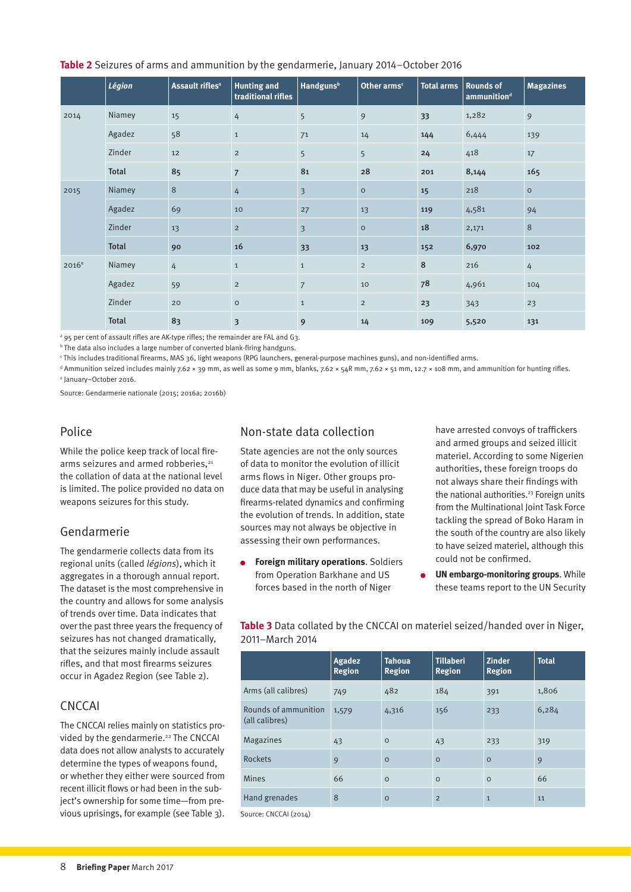**Table 2** Seizures of arms and ammunition by the gendarmerie, January 2014–October 2016

| | *Légion* | Assault rifles[a] | Hunting and traditional rifles | Handguns[b] | Other arms[c] | Total arms | Rounds of ammunition[d] | Magazines |
|---|---|---|---|---|---|---|---|---|
| 2014 | Niamey | 15 | 4 | 5 | 9 | **33** | 1,282 | 9 |
| | Agadez | 58 | 1 | 71 | 14 | **144** | 6,444 | 139 |
| | Zinder | 12 | 2 | 5 | 5 | **24** | 418 | 17 |
| | **Total** | **85** | **7** | **81** | **28** | **201** | **8,144** | **165** |
| 2015 | Niamey | 8 | 4 | 3 | 0 | **15** | 218 | 0 |
| | Agadez | 69 | 10 | 27 | 13 | **119** | 4,581 | 94 |
| | Zinder | 13 | 2 | 3 | 0 | **18** | 2,171 | 8 |
| | **Total** | **90** | **16** | **33** | **13** | **152** | **6,970** | **102** |
| 2016[e] | Niamey | 4 | 1 | 1 | 2 | **8** | 216 | 4 |
| | Agadez | 59 | 2 | 7 | 10 | **78** | 4,961 | 104 |
| | Zinder | 20 | 0 | 1 | 2 | **23** | 343 | 23 |
| | **Total** | **83** | **3** | **9** | **14** | **109** | **5,520** | **131** |

[a] 95 per cent of assault rifles are AK-type rifles; the remainder are FAL and G3.
[b] The data also includes a large number of converted blank-firing handguns.
[c] This includes traditional firearms, MAS 36, light weapons (RPG launchers, general-purpose machines guns), and non-identified arms.
[d] Ammunition seized includes mainly 7.62 × 39 mm, as well as some 9 mm, blanks, 7.62 × 54R mm, 7.62 × 51 mm, 12.7 × 108 mm, and ammunition for hunting rifles.
[e] January–October 2016.

Source: Gendarmerie nationale (2015; 2016a; 2016b)

## Police

While the police keep track of local firearms seizures and armed robberies,[21] the collation of data at the national level is limited. The police provided no data on weapons seizures for this study.

## Gendarmerie

The gendarmerie collects data from its regional units (called *légions*), which it aggregates in a thorough annual report. The dataset is the most comprehensive in the country and allows for some analysis of trends over time. Data indicates that over the past three years the frequency of seizures has not changed dramatically, that the seizures mainly include assault rifles, and that most firearms seizures occur in Agadez Region (see Table 2).

## CNCCAI

The CNCCAI relies mainly on statistics provided by the gendarmerie.[22] The CNCCAI data does not allow analysts to accurately determine the types of weapons found, or whether they either were sourced from recent illicit flows or had been in the subject's ownership for some time—from previous uprisings, for example (see Table 3).

## Non-state data collection

State agencies are not the only sources of data to monitor the evolution of illicit arms flows in Niger. Other groups produce data that may be useful in analysing firearms-related dynamics and confirming the evolution of trends. In addition, state sources may not always be objective in assessing their own performances.

- **Foreign military operations**. Soldiers from Operation Barkhane and US forces based in the north of Niger have arrested convoys of traffickers and armed groups and seized illicit materiel. According to some Nigerien authorities, these foreign troops do not always share their findings with the national authorities.[23] Foreign units from the Multinational Joint Task Force tackling the spread of Boko Haram in the south of the country are also likely to have seized materiel, although this could not be confirmed.
- **UN embargo-monitoring groups**. While these teams report to the UN Security

**Table 3** Data collated by the CNCCAI on materiel seized/handed over in Niger, 2011–March 2014

| | Agadez Region | Tahoua Region | Tillaberi Region | Zinder Region | Total |
|---|---|---|---|---|---|
| Arms (all calibres) | 749 | 482 | 184 | 391 | 1,806 |
| Rounds of ammunition (all calibres) | 1,579 | 4,316 | 156 | 233 | 6,284 |
| Magazines | 43 | 0 | 43 | 233 | 319 |
| Rockets | 9 | 0 | 0 | 0 | 9 |
| Mines | 66 | 0 | 0 | 0 | 66 |
| Hand grenades | 8 | 0 | 2 | 1 | 11 |

Source: CNCCAI (2014)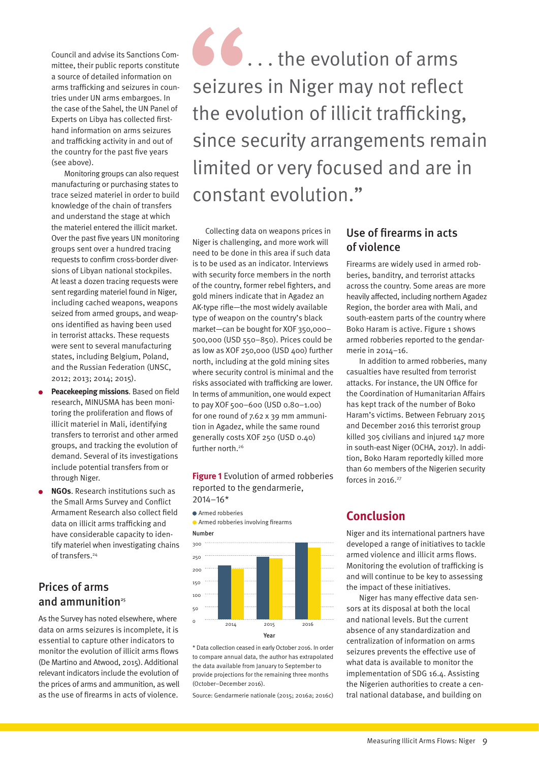Council and advise its Sanctions Committee, their public reports constitute a source of detailed information on arms trafficking and seizures in countries under UN arms embargoes. In the case of the Sahel, the UN Panel of Experts on Libya has collected first-hand information on arms seizures and trafficking activity in and out of the country for the past five years (see above).

Monitoring groups can also request manufacturing or purchasing states to trace seized materiel in order to build knowledge of the chain of transfers and understand the stage at which the materiel entered the illicit market. Over the past five years UN monitoring groups sent over a hundred tracing requests to confirm cross-border diversions of Libyan national stockpiles. At least a dozen tracing requests were sent regarding materiel found in Niger, including cached weapons, weapons seized from armed groups, and weapons identified as having been used in terrorist attacks. These requests were sent to several manufacturing states, including Belgium, Poland, and the Russian Federation (UNSC, 2012; 2013; 2014; 2015).

- **Peacekeeping missions**. Based on field research, MINUSMA has been monitoring the proliferation and flows of illicit materiel in Mali, identifying transfers to terrorist and other armed groups, and tracking the evolution of demand. Several of its investigations include potential transfers from or through Niger.
- **NGOs**. Research institutions such as the Small Arms Survey and Conflict Armament Research also collect field data on illicit arms trafficking and have considerable capacity to identify materiel when investigating chains of transfers.[24]

> "... the evolution of arms seizures in Niger may not reflect the evolution of illicit trafficking, since security arrangements remain limited or very focused and are in constant evolution."

## Prices of arms and ammunition[25]

As the Survey has noted elsewhere, where data on arms seizures is incomplete, it is essential to capture other indicators to monitor the evolution of illicit arms flows (De Martino and Atwood, 2015). Additional relevant indicators include the evolution of the prices of arms and ammunition, as well as the use of firearms in acts of violence.

Collecting data on weapons prices in Niger is challenging, and more work will need to be done in this area if such data is to be used as an indicator. Interviews with security force members in the north of the country, former rebel fighters, and gold miners indicate that in Agadez an AK-type rifle—the most widely available type of weapon on the country's black market—can be bought for XOF 350,000–500,000 (USD 550–850). Prices could be as low as XOF 250,000 (USD 400) further north, including at the gold mining sites where security control is minimal and the risks associated with trafficking are lower. In terms of ammunition, one would expect to pay XOF 500–600 (USD 0.80–1.00) for one round of 7.62 x 39 mm ammunition in Agadez, while the same round generally costs XOF 250 (USD 0.40) further north.[26]

**Figure 1** Evolution of armed robberies reported to the gendarmerie, 2014–16*

| Year | Armed robberies | Armed robberies involving firearms |
|---|---|---|
| 2014 | ~212 | ~200 |
| 2015 | ~245 | ~240 |
| 2016 | ~300 | ~282 |

\* Data collection ceased in early October 2016. In order to compare annual data, the author has extrapolated the data available from January to September to provide projections for the remaining three months (October–December 2016).

Source: Gendarmerie nationale (2015; 2016a; 2016c)

## Use of firearms in acts of violence

Firearms are widely used in armed robberies, banditry, and terrorist attacks across the country. Some areas are more heavily affected, including northern Agadez Region, the border area with Mali, and south-eastern parts of the country where Boko Haram is active. Figure 1 shows armed robberies reported to the gendarmerie in 2014–16.

In addition to armed robberies, many casualties have resulted from terrorist attacks. For instance, the UN Office for the Coordination of Humanitarian Affairs has kept track of the number of Boko Haram's victims. Between February 2015 and December 2016 this terrorist group killed 305 civilians and injured 147 more in south-east Niger (OCHA, 2017). In addition, Boko Haram reportedly killed more than 60 members of the Nigerien security forces in 2016.[27]

## Conclusion

Niger and its international partners have developed a range of initiatives to tackle armed violence and illicit arms flows. Monitoring the evolution of trafficking is and will continue to be key to assessing the impact of these initiatives.

Niger has many effective data sensors at its disposal at both the local and national levels. But the current absence of any standardization and centralization of information on arms seizures prevents the effective use of what data is available to monitor the implementation of SDG 16.4. Assisting the Nigerien authorities to create a central national database, and building on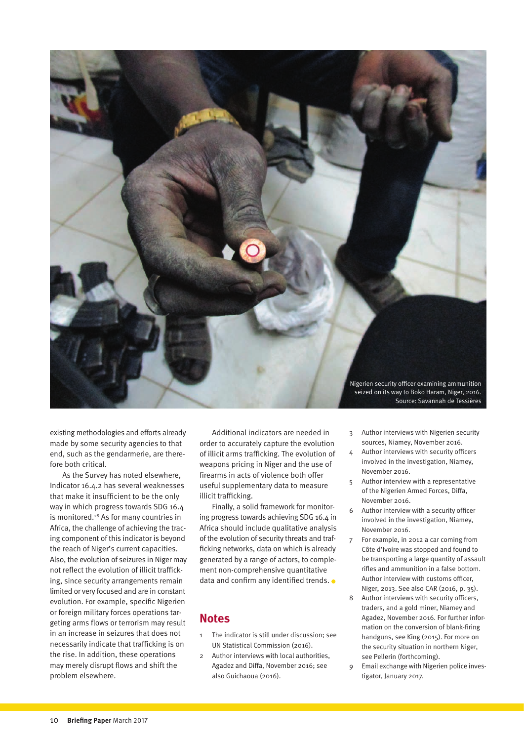Nigerien security officer examining ammunition seized on its way to Boko Haram, Niger, 2016.
Source: Savannah de Tessières

existing methodologies and efforts already made by some security agencies to that end, such as the gendarmerie, are therefore both critical.

As the Survey has noted elsewhere, Indicator 16.4.2 has several weaknesses that make it insufficient to be the only way in which progress towards SDG 16.4 is monitored.[28] As for many countries in Africa, the challenge of achieving the tracing component of this indicator is beyond the reach of Niger's current capacities. Also, the evolution of seizures in Niger may not reflect the evolution of illicit trafficking, since security arrangements remain limited or very focused and are in constant evolution. For example, specific Nigerien or foreign military forces operations targeting arms flows or terrorism may result in an increase in seizures that does not necessarily indicate that trafficking is on the rise. In addition, these operations may merely disrupt flows and shift the problem elsewhere.

Additional indicators are needed in order to accurately capture the evolution of illicit arms trafficking. The evolution of weapons pricing in Niger and the use of firearms in acts of violence both offer useful supplementary data to measure illicit trafficking.

Finally, a solid framework for monitoring progress towards achieving SDG 16.4 in Africa should include qualitative analysis of the evolution of security threats and trafficking networks, data on which is already generated by a range of actors, to complement non-comprehensive quantitative data and confirm any identified trends.

## Notes

1. The indicator is still under discussion; see UN Statistical Commission (2016).
2. Author interviews with local authorities, Agadez and Diffa, November 2016; see also Guichaoua (2016).
3. Author interviews with Nigerien security sources, Niamey, November 2016.
4. Author interviews with security officers involved in the investigation, Niamey, November 2016.
5. Author interview with a representative of the Nigerien Armed Forces, Diffa, November 2016.
6. Author interview with a security officer involved in the investigation, Niamey, November 2016.
7. For example, in 2012 a car coming from Côte d'Ivoire was stopped and found to be transporting a large quantity of assault rifles and ammunition in a false bottom. Author interview with customs officer, Niger, 2013. See also CAR (2016, p. 35).
8. Author interviews with security officers, traders, and a gold miner, Niamey and Agadez, November 2016. For further information on the conversion of blank-firing handguns, see King (2015). For more on the security situation in northern Niger, see Pellerin (forthcoming).
9. Email exchange with Nigerien police investigator, January 2017.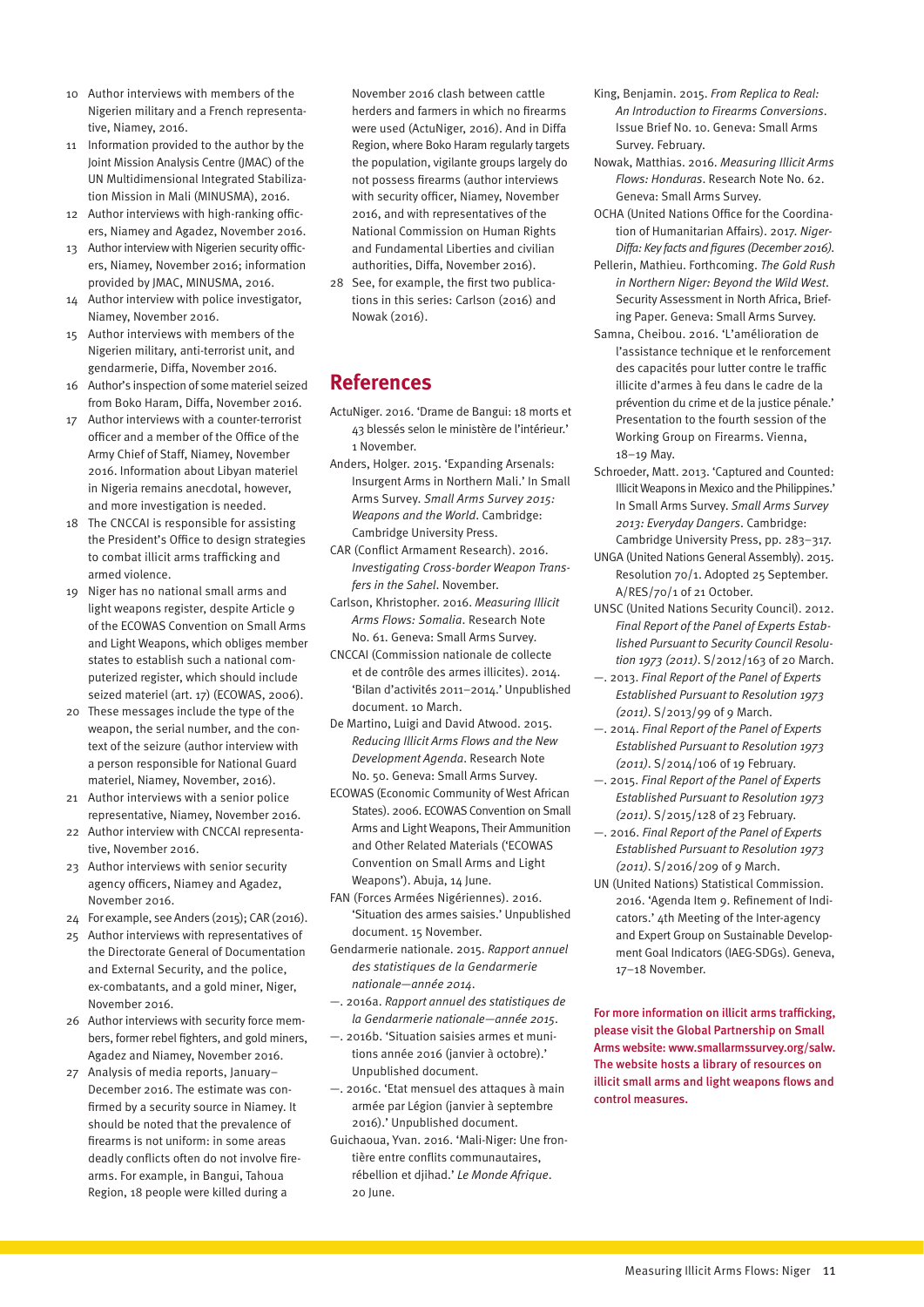10 Author interviews with members of the Nigerien military and a French representative, Niamey, 2016.

11 Information provided to the author by the Joint Mission Analysis Centre (JMAC) of the UN Multidimensional Integrated Stabilization Mission in Mali (MINUSMA), 2016.

12 Author interviews with high-ranking officers, Niamey and Agadez, November 2016.

13 Author interview with Nigerien security officers, Niamey, November 2016; information provided by JMAC, MINUSMA, 2016.

14 Author interview with police investigator, Niamey, November 2016.

15 Author interviews with members of the Nigerien military, anti-terrorist unit, and gendarmerie, Diffa, November 2016.

16 Author's inspection of some materiel seized from Boko Haram, Diffa, November 2016.

17 Author interviews with a counter-terrorist officer and a member of the Office of the Army Chief of Staff, Niamey, November 2016. Information about Libyan materiel in Nigeria remains anecdotal, however, and more investigation is needed.

18 The CNCCAI is responsible for assisting the President's Office to design strategies to combat illicit arms trafficking and armed violence.

19 Niger has no national small arms and light weapons register, despite Article 9 of the ECOWAS Convention on Small Arms and Light Weapons, which obliges member states to establish such a national computerized register, which should include seized materiel (art. 17) (ECOWAS, 2006).

20 These messages include the type of the weapon, the serial number, and the context of the seizure (author interview with a person responsible for National Guard materiel, Niamey, November, 2016).

21 Author interviews with a senior police representative, Niamey, November 2016.

22 Author interview with CNCCAI representative, November 2016.

23 Author interviews with senior security agency officers, Niamey and Agadez, November 2016.

24 For example, see Anders (2015); CAR (2016).

25 Author interviews with representatives of the Directorate General of Documentation and External Security, and the police, ex-combatants, and a gold miner, Niger, November 2016.

26 Author interviews with security force members, former rebel fighters, and gold miners, Agadez and Niamey, November 2016.

27 Analysis of media reports, January–December 2016. The estimate was confirmed by a security source in Niamey. It should be noted that the prevalence of firearms is not uniform: in some areas deadly conflicts often do not involve firearms. For example, in Bangui, Tahoua Region, 18 people were killed during a November 2016 clash between cattle herders and farmers in which no firearms were used (ActuNiger, 2016). And in Diffa Region, where Boko Haram regularly targets the population, vigilante groups largely do not possess firearms (author interviews with security officer, Niamey, November 2016, and with representatives of the National Commission on Human Rights and Fundamental Liberties and civilian authorities, Diffa, November 2016).

28 See, for example, the first two publications in this series: Carlson (2016) and Nowak (2016).

## References

ActuNiger. 2016. 'Drame de Bangui: 18 morts et 43 blessés selon le ministère de l'intérieur.' 1 November.

Anders, Holger. 2015. 'Expanding Arsenals: Insurgent Arms in Northern Mali.' In Small Arms Survey. *Small Arms Survey 2015: Weapons and the World*. Cambridge: Cambridge University Press.

CAR (Conflict Armament Research). 2016. *Investigating Cross-border Weapon Transfers in the Sahel*. November.

Carlson, Khristopher. 2016. *Measuring Illicit Arms Flows: Somalia*. Research Note No. 61. Geneva: Small Arms Survey.

CNCCAI (Commission nationale de collecte et de contrôle des armes illicites). 2014. 'Bilan d'activités 2011–2014.' Unpublished document. 10 March.

De Martino, Luigi and David Atwood. 2015. *Reducing Illicit Arms Flows and the New Development Agenda*. Research Note No. 50. Geneva: Small Arms Survey.

ECOWAS (Economic Community of West African States). 2006. ECOWAS Convention on Small Arms and Light Weapons, Their Ammunition and Other Related Materials ('ECOWAS Convention on Small Arms and Light Weapons'). Abuja, 14 June.

FAN (Forces Armées Nigériennes). 2016. 'Situation des armes saisies.' Unpublished document. 15 November.

Gendarmerie nationale. 2015. *Rapport annuel des statistiques de la Gendarmerie nationale—année 2014*.

—. 2016a. *Rapport annuel des statistiques de la Gendarmerie nationale—année 2015*.

—. 2016b. 'Situation saisies armes et munitions année 2016 (janvier à octobre).' Unpublished document.

—. 2016c. 'Etat mensuel des attaques à main armée par Légion (janvier à septembre 2016).' Unpublished document.

Guichaoua, Yvan. 2016. 'Mali-Niger: Une frontière entre conflits communautaires, rébellion et djihad.' *Le Monde Afrique*. 20 June.

King, Benjamin. 2015. *From Replica to Real: An Introduction to Firearms Conversions*. Issue Brief No. 10. Geneva: Small Arms Survey. February.

Nowak, Matthias. 2016. *Measuring Illicit Arms Flows: Honduras*. Research Note No. 62. Geneva: Small Arms Survey.

OCHA (United Nations Office for the Coordination of Humanitarian Affairs). 2017. *Niger-Diffa: Key facts and figures (December 2016)*.

Pellerin, Mathieu. Forthcoming. *The Gold Rush in Northern Niger: Beyond the Wild West*. Security Assessment in North Africa, Briefing Paper. Geneva: Small Arms Survey.

Samna, Cheibou. 2016. 'L'amélioration de l'assistance technique et le renforcement des capacités pour lutter contre le traffic illicite d'armes à feu dans le cadre de la prévention du crime et de la justice pénale.' Presentation to the fourth session of the Working Group on Firearms. Vienna, 18–19 May.

Schroeder, Matt. 2013. 'Captured and Counted: Illicit Weapons in Mexico and the Philippines.' In Small Arms Survey. *Small Arms Survey 2013: Everyday Dangers*. Cambridge: Cambridge University Press, pp. 283–317.

UNGA (United Nations General Assembly). 2015. Resolution 70/1. Adopted 25 September. A/RES/70/1 of 21 October.

UNSC (United Nations Security Council). 2012. *Final Report of the Panel of Experts Established Pursuant to Security Council Resolution 1973 (2011)*. S/2012/163 of 20 March.

—. 2013. *Final Report of the Panel of Experts Established Pursuant to Resolution 1973 (2011)*. S/2013/99 of 9 March.

—. 2014. *Final Report of the Panel of Experts Established Pursuant to Resolution 1973 (2011)*. S/2014/106 of 19 February.

—. 2015. *Final Report of the Panel of Experts Established Pursuant to Resolution 1973 (2011)*. S/2015/128 of 23 February.

—. 2016. *Final Report of the Panel of Experts Established Pursuant to Resolution 1973 (2011)*. S/2016/209 of 9 March.

UN (United Nations) Statistical Commission. 2016. 'Agenda Item 9. Refinement of Indicators.' 4th Meeting of the Inter-agency and Expert Group on Sustainable Development Goal Indicators (IAEG-SDGs). Geneva, 17–18 November.

**For more information on illicit arms trafficking, please visit the Global Partnership on Small Arms website: www.smallarmssurvey.org/salw. The website hosts a library of resources on illicit small arms and light weapons flows and control measures.**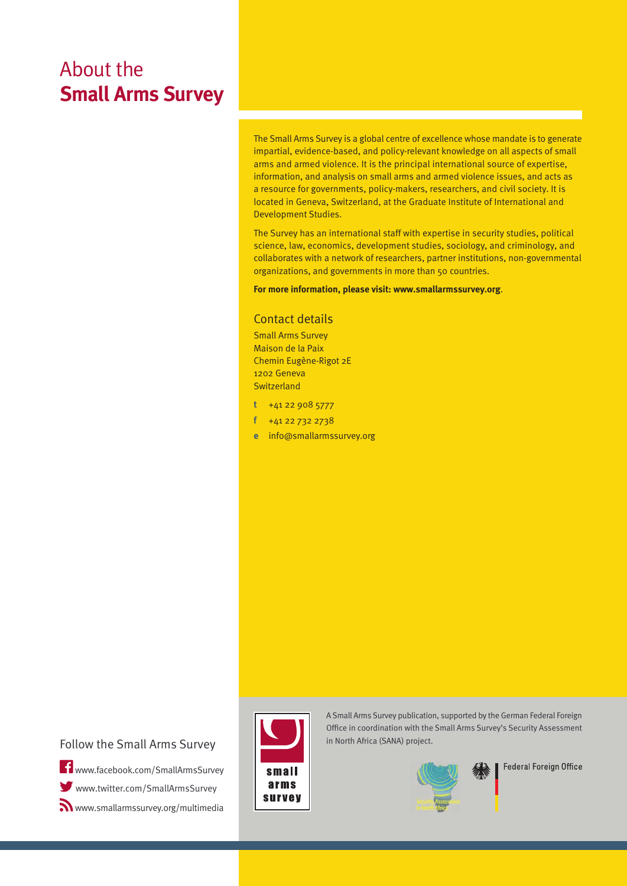# About the **Small Arms Survey**

The Small Arms Survey is a global centre of excellence whose mandate is to generate impartial, evidence-based, and policy-relevant knowledge on all aspects of small arms and armed violence. It is the principal international source of expertise, information, and analysis on small arms and armed violence issues, and acts as a resource for governments, policy-makers, researchers, and civil society. It is located in Geneva, Switzerland, at the Graduate Institute of International and Development Studies.

The Survey has an international staff with expertise in security studies, political science, law, economics, development studies, sociology, and criminology, and collaborates with a network of researchers, partner institutions, non-governmental organizations, and governments in more than 50 countries.

**For more information, please visit: www.smallarmssurvey.org**.

## Contact details

Small Arms Survey
Maison de la Paix
Chemin Eugène-Rigot 2E
1202 Geneva
Switzerland

**t** +41 22 908 5777
**f** +41 22 732 2738
**e** info@smallarmssurvey.org

## Follow the Small Arms Survey

www.facebook.com/SmallArmsSurvey
www.twitter.com/SmallArmsSurvey
www.smallarmssurvey.org/multimedia

small arms survey

A Small Arms Survey publication, supported by the German Federal Foreign Office in coordination with the Small Arms Survey's Security Assessment in North Africa (SANA) project.

Security Assessment in North Africa

Federal Foreign Office